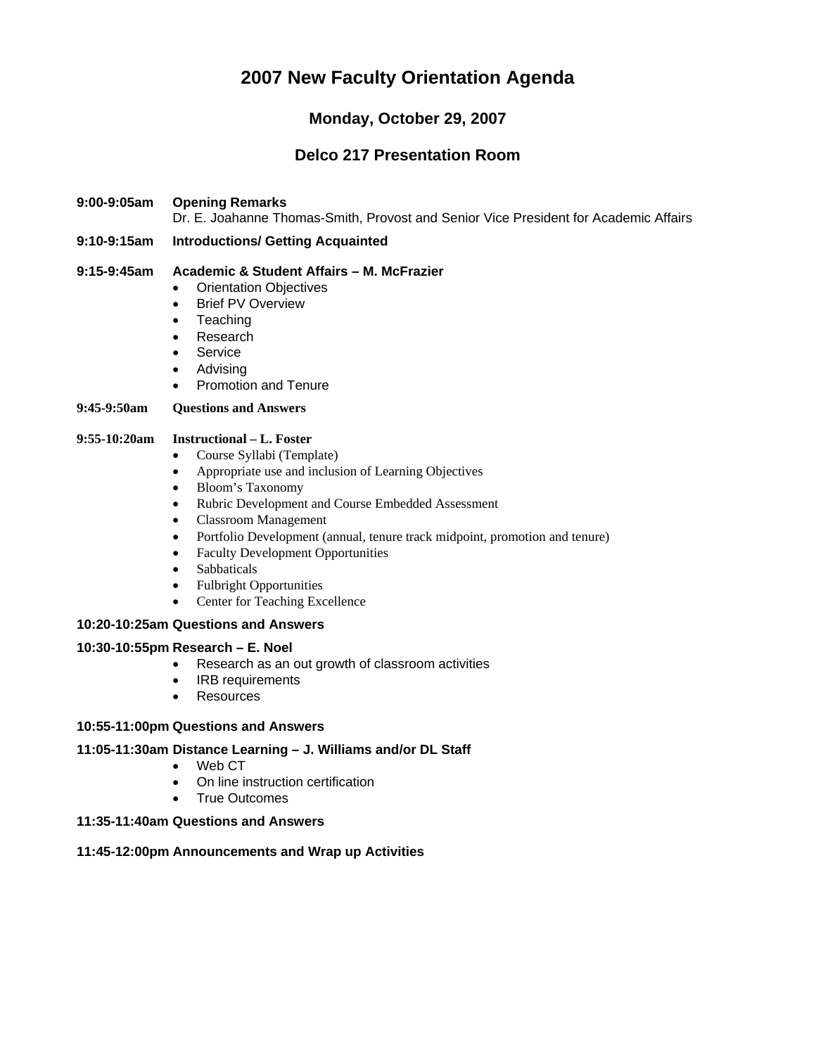# 2007 New Faculty Orientation Agenda

## Monday, October 29, 2007

## Delco 217 Presentation Room

**9:00-9:05am** **Opening Remarks**
Dr. E. Joahanne Thomas-Smith, Provost and Senior Vice President for Academic Affairs

**9:10-9:15am** **Introductions/ Getting Acquainted**

**9:15-9:45am** **Academic & Student Affairs – M. McFrazier**

- Orientation Objectives
- Brief PV Overview
- Teaching
- Research
- Service
- Advising
- Promotion and Tenure

**9:45-9:50am** **Questions and Answers**

**9:55-10:20am** **Instructional – L. Foster**

- Course Syllabi (Template)
- Appropriate use and inclusion of Learning Objectives
- Bloom's Taxonomy
- Rubric Development and Course Embedded Assessment
- Classroom Management
- Portfolio Development (annual, tenure track midpoint, promotion and tenure)
- Faculty Development Opportunities
- Sabbaticals
- Fulbright Opportunities
- Center for Teaching Excellence

**10:20-10:25am Questions and Answers**

**10:30-10:55pm Research – E. Noel**

- Research as an out growth of classroom activities
- IRB requirements
- Resources

**10:55-11:00pm Questions and Answers**

**11:05-11:30am Distance Learning – J. Williams and/or DL Staff**

- Web CT
- On line instruction certification
- True Outcomes

**11:35-11:40am Questions and Answers**

**11:45-12:00pm Announcements and Wrap up Activities**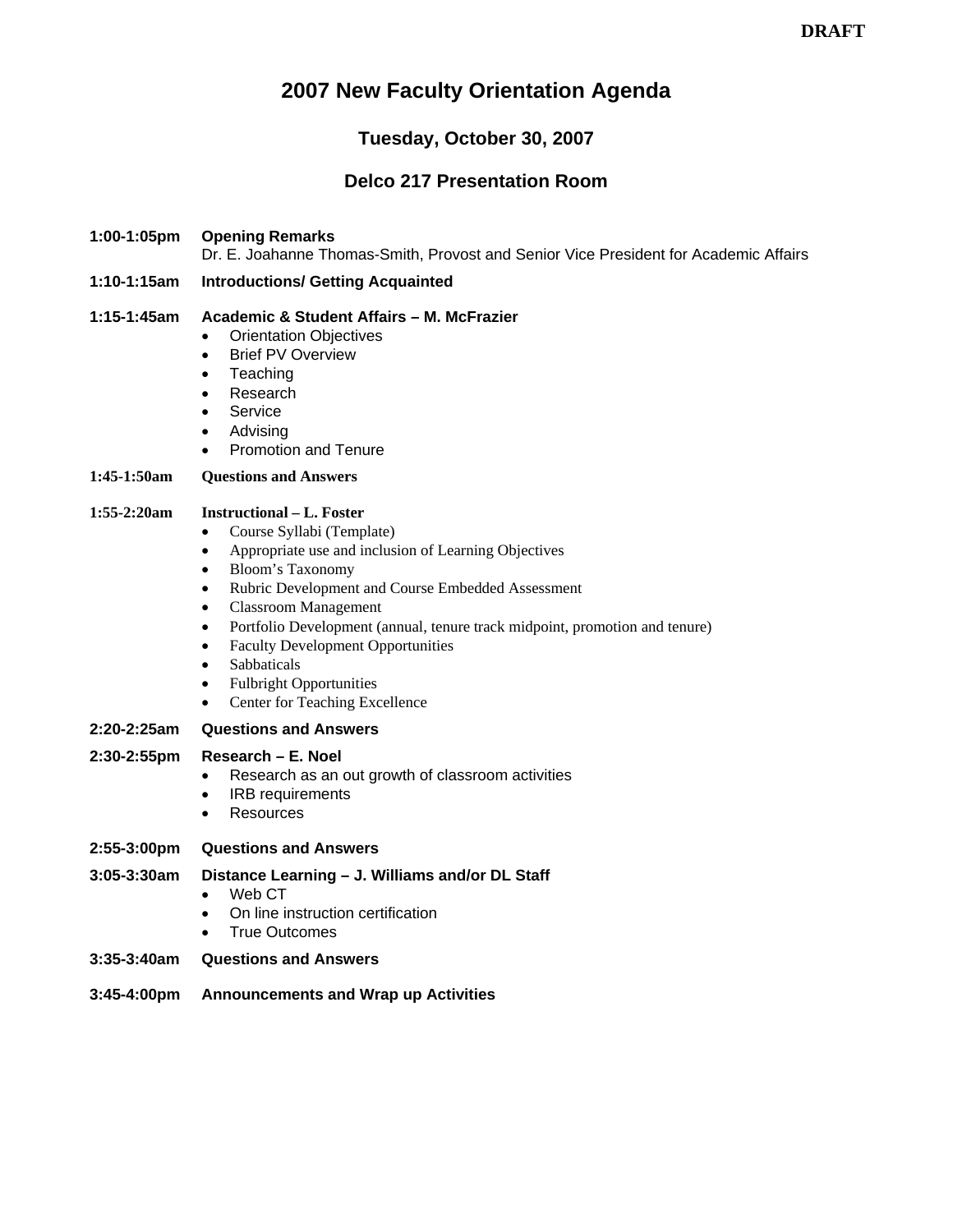**DRAFT**

# 2007 New Faculty Orientation Agenda

## Tuesday, October 30, 2007

## Delco 217 Presentation Room

**1:00-1:05pm** **Opening Remarks**
Dr. E. Joahanne Thomas-Smith, Provost and Senior Vice President for Academic Affairs

**1:10-1:15am** **Introductions/ Getting Acquainted**

**1:15-1:45am** **Academic & Student Affairs – M. McFrazier**

- Orientation Objectives
- Brief PV Overview
- Teaching
- Research
- Service
- Advising
- Promotion and Tenure

**1:45-1:50am** **Questions and Answers**

**1:55-2:20am** **Instructional – L. Foster**

- Course Syllabi (Template)
- Appropriate use and inclusion of Learning Objectives
- Bloom's Taxonomy
- Rubric Development and Course Embedded Assessment
- Classroom Management
- Portfolio Development (annual, tenure track midpoint, promotion and tenure)
- Faculty Development Opportunities
- Sabbaticals
- Fulbright Opportunities
- Center for Teaching Excellence

**2:20-2:25am** **Questions and Answers**

**2:30-2:55pm** **Research – E. Noel**

- Research as an out growth of classroom activities
- IRB requirements
- Resources

**2:55-3:00pm** **Questions and Answers**

**3:05-3:30am** **Distance Learning – J. Williams and/or DL Staff**

- Web CT
- On line instruction certification
- True Outcomes

**3:35-3:40am** **Questions and Answers**

**3:45-4:00pm** **Announcements and Wrap up Activities**